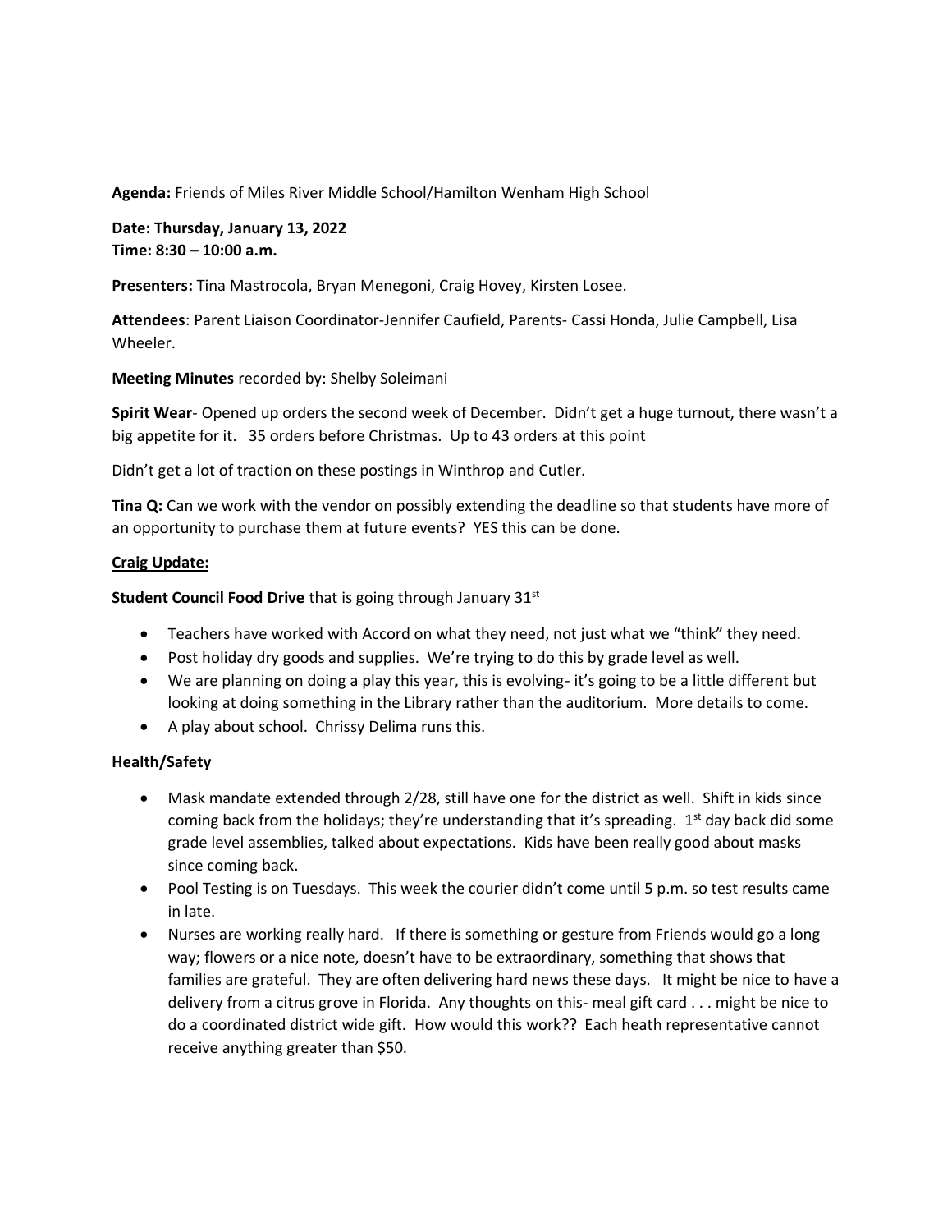**Agenda:** Friends of Miles River Middle School/Hamilton Wenham High School

**Date: Thursday, January 13, 2022**
**Time: 8:30 – 10:00 a.m.**

**Presenters:** Tina Mastrocola, Bryan Menegoni, Craig Hovey, Kirsten Losee.

**Attendees**: Parent Liaison Coordinator-Jennifer Caufield, Parents- Cassi Honda, Julie Campbell, Lisa Wheeler.

**Meeting Minutes** recorded by: Shelby Soleimani

**Spirit Wear**- Opened up orders the second week of December. Didn't get a huge turnout, there wasn't a big appetite for it. 35 orders before Christmas. Up to 43 orders at this point

Didn't get a lot of traction on these postings in Winthrop and Cutler.

**Tina Q:** Can we work with the vendor on possibly extending the deadline so that students have more of an opportunity to purchase them at future events? YES this can be done.

**Craig Update:**

**Student Council Food Drive** that is going through January 31st

- Teachers have worked with Accord on what they need, not just what we "think" they need.
- Post holiday dry goods and supplies. We're trying to do this by grade level as well.
- We are planning on doing a play this year, this is evolving- it's going to be a little different but looking at doing something in the Library rather than the auditorium. More details to come.
- A play about school. Chrissy Delima runs this.

**Health/Safety**

- Mask mandate extended through 2/28, still have one for the district as well. Shift in kids since coming back from the holidays; they're understanding that it's spreading. 1st day back did some grade level assemblies, talked about expectations. Kids have been really good about masks since coming back.
- Pool Testing is on Tuesdays. This week the courier didn't come until 5 p.m. so test results came in late.
- Nurses are working really hard. If there is something or gesture from Friends would go a long way; flowers or a nice note, doesn't have to be extraordinary, something that shows that families are grateful. They are often delivering hard news these days. It might be nice to have a delivery from a citrus grove in Florida. Any thoughts on this- meal gift card . . . might be nice to do a coordinated district wide gift. How would this work?? Each heath representative cannot receive anything greater than $50.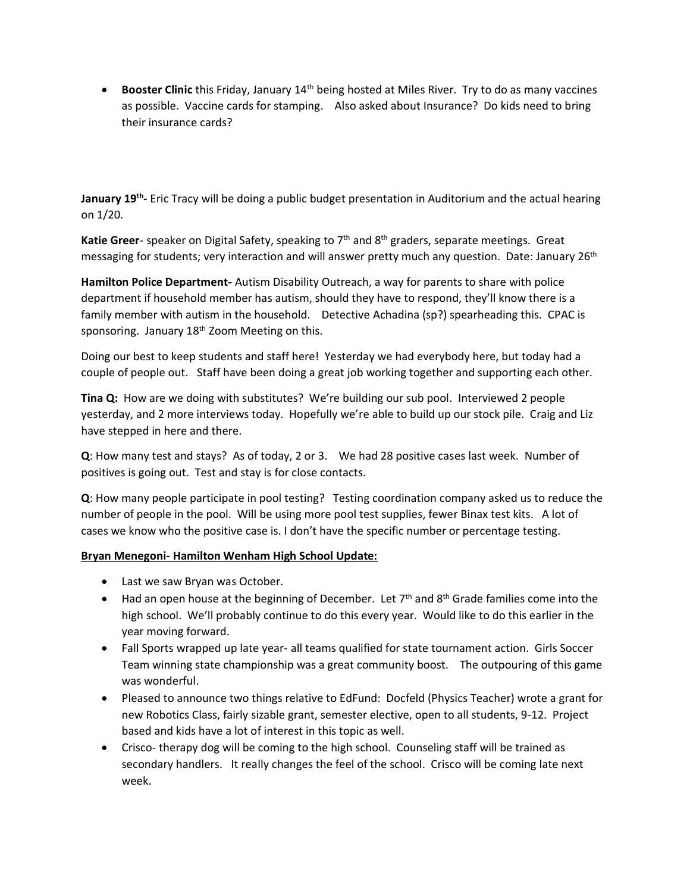- **Booster Clinic** this Friday, January 14th being hosted at Miles River. Try to do as many vaccines as possible. Vaccine cards for stamping. Also asked about Insurance? Do kids need to bring their insurance cards?

**January 19th-** Eric Tracy will be doing a public budget presentation in Auditorium and the actual hearing on 1/20.

**Katie Greer**- speaker on Digital Safety, speaking to 7th and 8th graders, separate meetings. Great messaging for students; very interaction and will answer pretty much any question. Date: January 26th

**Hamilton Police Department-** Autism Disability Outreach, a way for parents to share with police department if household member has autism, should they have to respond, they'll know there is a family member with autism in the household. Detective Achadina (sp?) spearheading this. CPAC is sponsoring. January 18th Zoom Meeting on this.

Doing our best to keep students and staff here! Yesterday we had everybody here, but today had a couple of people out. Staff have been doing a great job working together and supporting each other.

**Tina Q:** How are we doing with substitutes? We're building our sub pool. Interviewed 2 people yesterday, and 2 more interviews today. Hopefully we're able to build up our stock pile. Craig and Liz have stepped in here and there.

**Q**: How many test and stays? As of today, 2 or 3. We had 28 positive cases last week. Number of positives is going out. Test and stay is for close contacts.

**Q**: How many people participate in pool testing? Testing coordination company asked us to reduce the number of people in the pool. Will be using more pool test supplies, fewer Binax test kits. A lot of cases we know who the positive case is. I don't have the specific number or percentage testing.

**Bryan Menegoni- Hamilton Wenham High School Update:**

- Last we saw Bryan was October.
- Had an open house at the beginning of December. Let 7th and 8th Grade families come into the high school. We'll probably continue to do this every year. Would like to do this earlier in the year moving forward.
- Fall Sports wrapped up late year- all teams qualified for state tournament action. Girls Soccer Team winning state championship was a great community boost. The outpouring of this game was wonderful.
- Pleased to announce two things relative to EdFund: Docfeld (Physics Teacher) wrote a grant for new Robotics Class, fairly sizable grant, semester elective, open to all students, 9-12. Project based and kids have a lot of interest in this topic as well.
- Crisco- therapy dog will be coming to the high school. Counseling staff will be trained as secondary handlers. It really changes the feel of the school. Crisco will be coming late next week.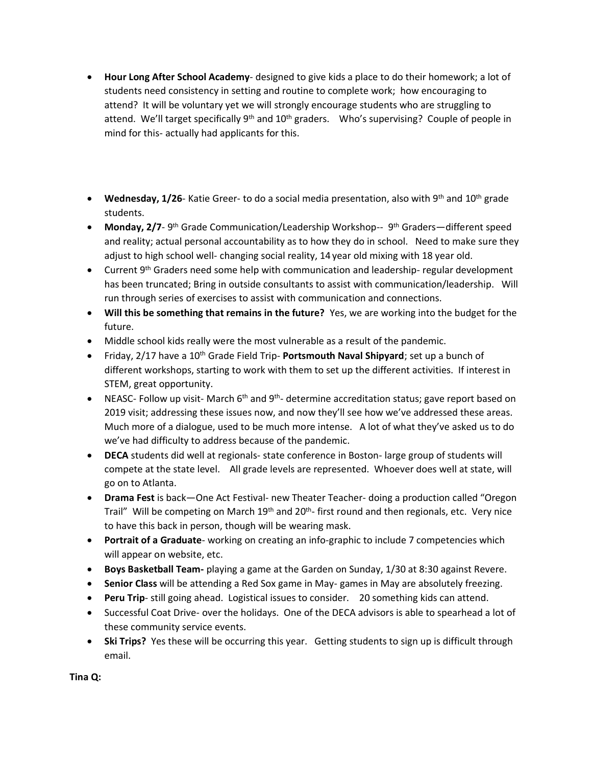- **Hour Long After School Academy**- designed to give kids a place to do their homework; a lot of students need consistency in setting and routine to complete work; how encouraging to attend? It will be voluntary yet we will strongly encourage students who are struggling to attend. We'll target specifically 9th and 10th graders. Who's supervising? Couple of people in mind for this- actually had applicants for this.

- **Wednesday, 1/26**- Katie Greer- to do a social media presentation, also with 9th and 10th grade students.
- **Monday, 2/7**- 9th Grade Communication/Leadership Workshop-- 9th Graders—different speed and reality; actual personal accountability as to how they do in school. Need to make sure they adjust to high school well- changing social reality, 14 year old mixing with 18 year old.
- Current 9th Graders need some help with communication and leadership- regular development has been truncated; Bring in outside consultants to assist with communication/leadership. Will run through series of exercises to assist with communication and connections.
- **Will this be something that remains in the future?** Yes, we are working into the budget for the future.
- Middle school kids really were the most vulnerable as a result of the pandemic.
- Friday, 2/17 have a 10th Grade Field Trip- **Portsmouth Naval Shipyard**; set up a bunch of different workshops, starting to work with them to set up the different activities. If interest in STEM, great opportunity.
- NEASC- Follow up visit- March 6th and 9th- determine accreditation status; gave report based on 2019 visit; addressing these issues now, and now they'll see how we've addressed these areas. Much more of a dialogue, used to be much more intense. A lot of what they've asked us to do we've had difficulty to address because of the pandemic.
- **DECA** students did well at regionals- state conference in Boston- large group of students will compete at the state level. All grade levels are represented. Whoever does well at state, will go on to Atlanta.
- **Drama Fest** is back—One Act Festival- new Theater Teacher- doing a production called "Oregon Trail" Will be competing on March 19th and 20th- first round and then regionals, etc. Very nice to have this back in person, though will be wearing mask.
- **Portrait of a Graduate**- working on creating an info-graphic to include 7 competencies which will appear on website, etc.
- **Boys Basketball Team-** playing a game at the Garden on Sunday, 1/30 at 8:30 against Revere.
- **Senior Class** will be attending a Red Sox game in May- games in May are absolutely freezing.
- **Peru Trip**- still going ahead. Logistical issues to consider. 20 something kids can attend.
- Successful Coat Drive- over the holidays. One of the DECA advisors is able to spearhead a lot of these community service events.
- **Ski Trips?** Yes these will be occurring this year. Getting students to sign up is difficult through email.

**Tina Q:**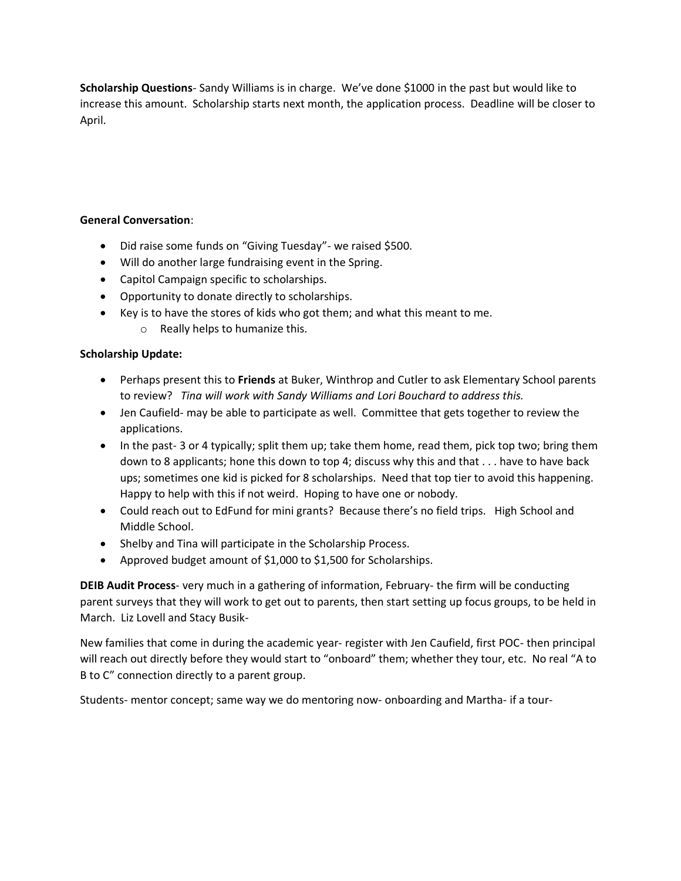**Scholarship Questions**- Sandy Williams is in charge. We've done $1000 in the past but would like to increase this amount. Scholarship starts next month, the application process. Deadline will be closer to April.

**General Conversation**:

- Did raise some funds on "Giving Tuesday"- we raised $500.
- Will do another large fundraising event in the Spring.
- Capitol Campaign specific to scholarships.
- Opportunity to donate directly to scholarships.
- Key is to have the stores of kids who got them; and what this meant to me.
    - Really helps to humanize this.

**Scholarship Update:**

- Perhaps present this to **Friends** at Buker, Winthrop and Cutler to ask Elementary School parents to review? *Tina will work with Sandy Williams and Lori Bouchard to address this.*
- Jen Caufield- may be able to participate as well. Committee that gets together to review the applications.
- In the past- 3 or 4 typically; split them up; take them home, read them, pick top two; bring them down to 8 applicants; hone this down to top 4; discuss why this and that . . . have to have back ups; sometimes one kid is picked for 8 scholarships. Need that top tier to avoid this happening. Happy to help with this if not weird. Hoping to have one or nobody.
- Could reach out to EdFund for mini grants? Because there's no field trips. High School and Middle School.
- Shelby and Tina will participate in the Scholarship Process.
- Approved budget amount of $1,000 to $1,500 for Scholarships.

**DEIB Audit Process**- very much in a gathering of information, February- the firm will be conducting parent surveys that they will work to get out to parents, then start setting up focus groups, to be held in March. Liz Lovell and Stacy Busik-

New families that come in during the academic year- register with Jen Caufield, first POC- then principal will reach out directly before they would start to "onboard" them; whether they tour, etc. No real "A to B to C" connection directly to a parent group.

Students- mentor concept; same way we do mentoring now- onboarding and Martha- if a tour-